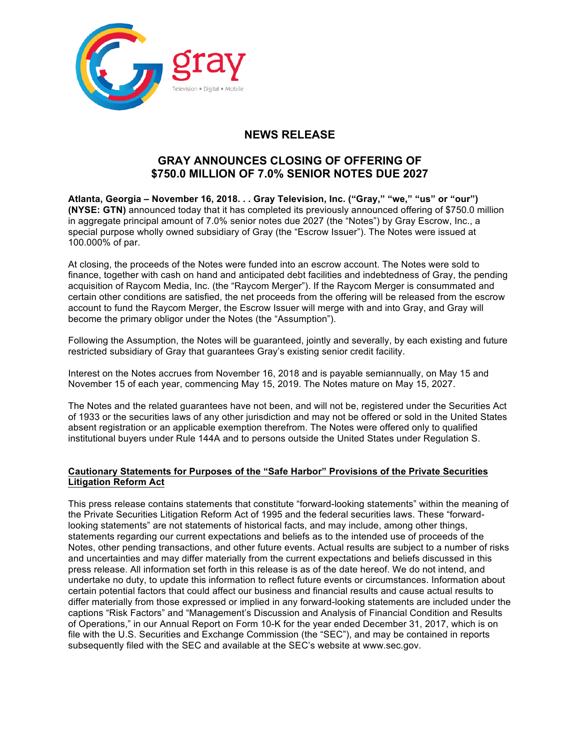gray

Television • Digital • Mobile

# NEWS RELEASE

## GRAY ANNOUNCES CLOSING OF OFFERING OF $750.0 MILLION OF 7.0% SENIOR NOTES DUE 2027

**Atlanta, Georgia – November 16, 2018. . . Gray Television, Inc. ("Gray," "we," "us" or "our") (NYSE: GTN)** announced today that it has completed its previously announced offering of $750.0 million in aggregate principal amount of 7.0% senior notes due 2027 (the "Notes") by Gray Escrow, Inc., a special purpose wholly owned subsidiary of Gray (the "Escrow Issuer"). The Notes were issued at 100.000% of par.

At closing, the proceeds of the Notes were funded into an escrow account. The Notes were sold to finance, together with cash on hand and anticipated debt facilities and indebtedness of Gray, the pending acquisition of Raycom Media, Inc. (the "Raycom Merger"). If the Raycom Merger is consummated and certain other conditions are satisfied, the net proceeds from the offering will be released from the escrow account to fund the Raycom Merger, the Escrow Issuer will merge with and into Gray, and Gray will become the primary obligor under the Notes (the "Assumption").

Following the Assumption, the Notes will be guaranteed, jointly and severally, by each existing and future restricted subsidiary of Gray that guarantees Gray's existing senior credit facility.

Interest on the Notes accrues from November 16, 2018 and is payable semiannually, on May 15 and November 15 of each year, commencing May 15, 2019. The Notes mature on May 15, 2027.

The Notes and the related guarantees have not been, and will not be, registered under the Securities Act of 1933 or the securities laws of any other jurisdiction and may not be offered or sold in the United States absent registration or an applicable exemption therefrom. The Notes were offered only to qualified institutional buyers under Rule 144A and to persons outside the United States under Regulation S.

**Cautionary Statements for Purposes of the "Safe Harbor" Provisions of the Private Securities Litigation Reform Act**

This press release contains statements that constitute "forward-looking statements" within the meaning of the Private Securities Litigation Reform Act of 1995 and the federal securities laws. These "forward-looking statements" are not statements of historical facts, and may include, among other things, statements regarding our current expectations and beliefs as to the intended use of proceeds of the Notes, other pending transactions, and other future events. Actual results are subject to a number of risks and uncertainties and may differ materially from the current expectations and beliefs discussed in this press release. All information set forth in this release is as of the date hereof. We do not intend, and undertake no duty, to update this information to reflect future events or circumstances. Information about certain potential factors that could affect our business and financial results and cause actual results to differ materially from those expressed or implied in any forward-looking statements are included under the captions "Risk Factors" and "Management's Discussion and Analysis of Financial Condition and Results of Operations," in our Annual Report on Form 10-K for the year ended December 31, 2017, which is on file with the U.S. Securities and Exchange Commission (the "SEC"), and may be contained in reports subsequently filed with the SEC and available at the SEC's website at www.sec.gov.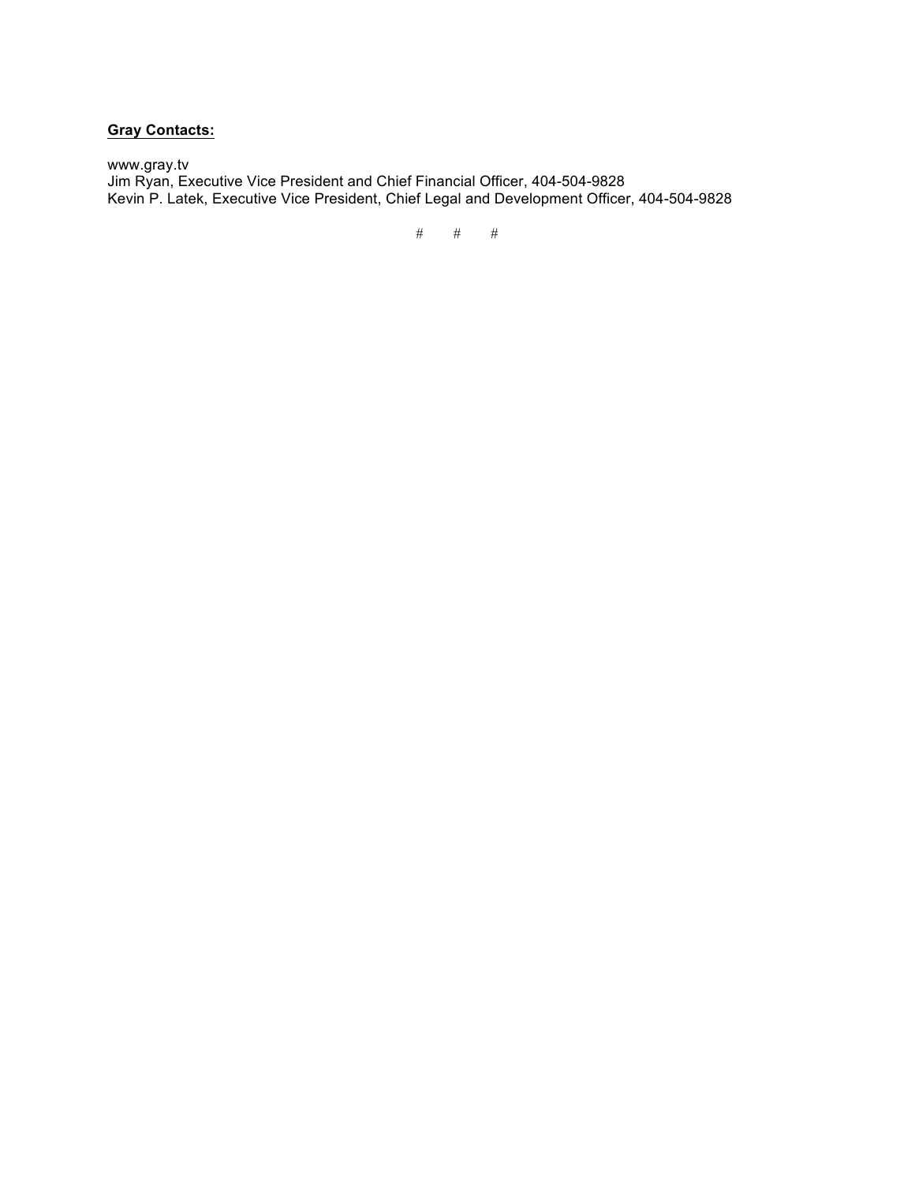**Gray Contacts:**

www.gray.tv
Jim Ryan, Executive Vice President and Chief Financial Officer, 404-504-9828
Kevin P. Latek, Executive Vice President, Chief Legal and Development Officer, 404-504-9828

# # #